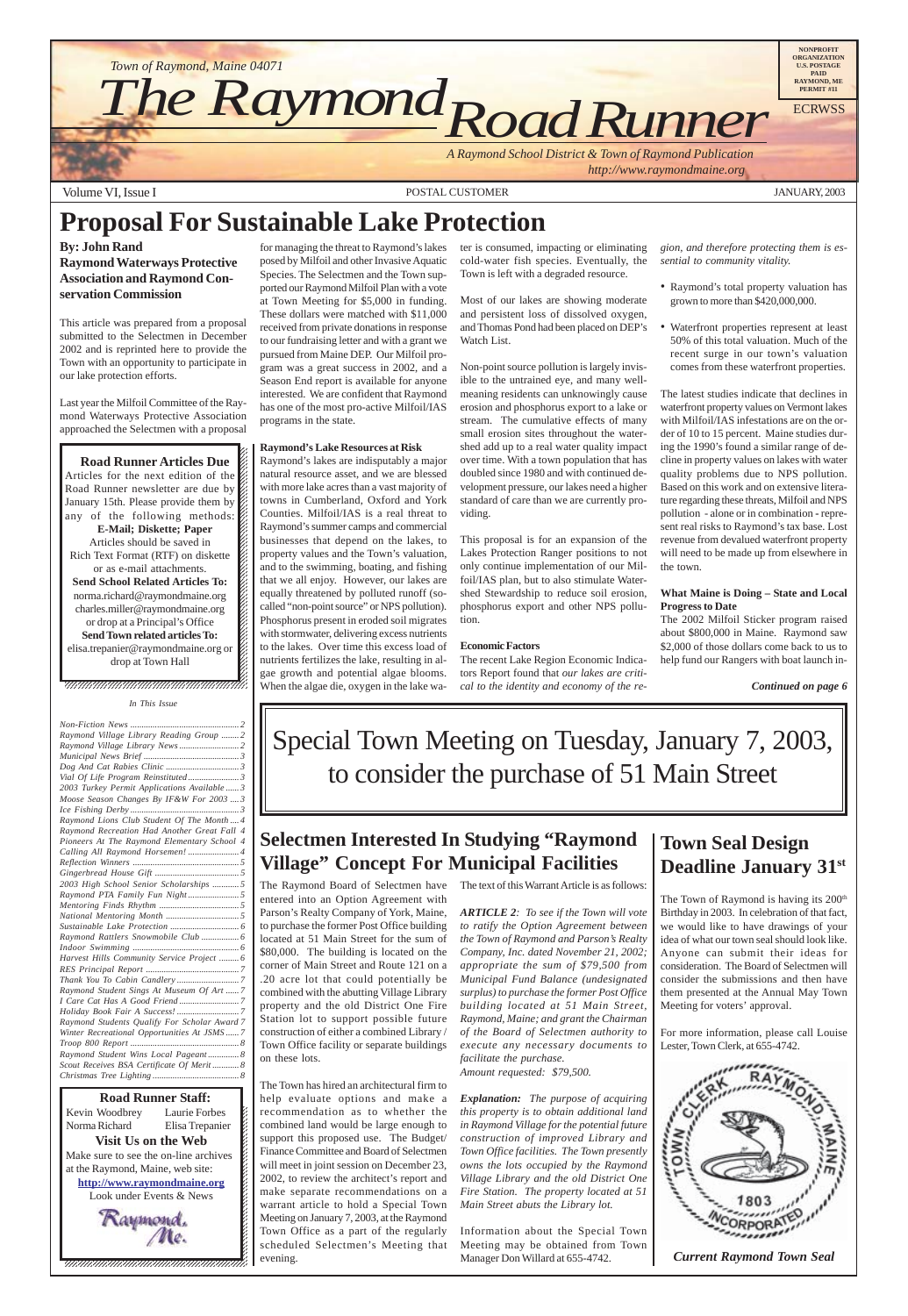Town of Raymond, Maine 04071

# The Raymond Road Runner

*A Raymond School District & Town of Raymond Publication*
*http://www.raymondmaine.org*

NONPROFIT ORGANIZATION U.S. POSTAGE PAID RAYMOND, ME PERMIT #11

ECRWSS

Volume VI, Issue I — POSTAL CUSTOMER — JANUARY, 2003

# Proposal For Sustainable Lake Protection

**By: John Rand**
**Raymond Waterways Protective Association and Raymond Conservation Commission**

This article was prepared from a proposal submitted to the Selectmen in December 2002 and is reprinted here to provide the Town with an opportunity to participate in our lake protection efforts.

Last year the Milfoil Committee of the Raymond Waterways Protective Association approached the Selectmen with a proposal for managing the threat to Raymond's lakes posed by Milfoil and other Invasive Aquatic Species. The Selectmen and the Town supported our Raymond Milfoil Plan with a vote at Town Meeting for $5,000 in funding. These dollars were matched with $11,000 received from private donations in response to our fundraising letter and with a grant we pursued from Maine DEP. Our Milfoil program was a great success in 2002, and a Season End report is available for anyone interested. We are confident that Raymond has one of the most pro-active Milfoil/IAS programs in the state.

**Raymond's Lake Resources at Risk**

Raymond's lakes are indisputably a major natural resource asset, and we are blessed with more lake acres than a vast majority of towns in Cumberland, Oxford and York Counties. Milfoil/IAS is a real threat to Raymond's summer camps and commercial businesses that depend on the lakes, to property values and the Town's valuation, and to the swimming, boating, and fishing that we all enjoy. However, our lakes are equally threatened by polluted runoff (so-called "non-point source" or NPS pollution). Phosphorus present in eroded soil migrates with stormwater, delivering excess nutrients to the lakes. Over time this excess load of nutrients fertilizes the lake, resulting in algae growth and potential algae blooms. When the algae die, oxygen in the lake water is consumed, impacting or eliminating cold-water fish species. Eventually, the Town is left with a degraded resource.

Most of our lakes are showing moderate and persistent loss of dissolved oxygen, and Thomas Pond had been placed on DEP's Watch List.

Non-point source pollution is largely invisible to the untrained eye, and many well-meaning residents can unknowingly cause erosion and phosphorus export to a lake or stream. The cumulative effects of many small erosion sites throughout the watershed add up to a real water quality impact over time. With a town population that has doubled since 1980 and with continued development pressure, our lakes need a higher standard of care than we are currently providing.

This proposal is for an expansion of the Lakes Protection Ranger positions to not only continue implementation of our Milfoil/IAS plan, but to also stimulate Watershed Stewardship to reduce soil erosion, phosphorus export and other NPS pollution.

**Economic Factors**

The recent Lake Region Economic Indicators Report found that *our lakes are critical to the identity and economy of the region, and therefore protecting them is essential to community vitality.*

- Raymond's total property valuation has grown to more than $420,000,000.
- Waterfront properties represent at least 50% of this total valuation. Much of the recent surge in our town's valuation comes from these waterfront properties.

The latest studies indicate that declines in waterfront property values on Vermont lakes with Milfoil/IAS infestations are on the order of 10 to 15 percent. Maine studies during the 1990's found a similar range of decline in property values on lakes with water quality problems due to NPS pollution. Based on this work and on extensive literature regarding these threats, Milfoil and NPS pollution - alone or in combination - represent real risks to Raymond's tax base. Lost revenue from devalued waterfront property will need to be made up from elsewhere in the town.

**What Maine is Doing – State and Local Progress to Date**

The 2002 Milfoil Sticker program raised about $800,000 in Maine. Raymond saw $2,000 of those dollars come back to us to help fund our Rangers with boat launch in-

***Continued on page 6***

---

**Road Runner Articles Due**

Articles for the next edition of the Road Runner newsletter are due by January 15th. Please provide them by any of the following methods:

**E-Mail; Diskette; Paper**

Articles should be saved in Rich Text Format (RTF) on diskette or as e-mail attachments.

**Send School Related Articles To:**
norma.richard@raymondmaine.org
charles.miller@raymondmaine.org
or drop at a Principal's Office

**Send Town related articles To:**
elisa.trepanier@raymondmaine.org or drop at Town Hall

---

*In This Issue*

| | |
|---|---|
| Non-Fiction News | 2 |
| Raymond Village Library Reading Group | 2 |
| Raymond Village Library News | 2 |
| Municipal News Brief | 3 |
| Dog And Cat Rabies Clinic | 3 |
| Vial Of Life Program Reinstituted | 3 |
| 2003 Turkey Permit Applications Available | 3 |
| Moose Season Changes By IF&W For 2003 | 3 |
| Ice Fishing Derby | 3 |
| Raymond Lions Club Student Of The Month | 4 |
| Raymond Recreation Had Another Great Fall | 4 |
| Pioneers At The Raymond Elementary School | 4 |
| Calling All Raymond Horsemen! | 4 |
| Reflection Winners | 5 |
| Gingerbread House Gift | 5 |
| 2003 High School Senior Scholarships | 5 |
| Raymond PTA Family Fun Night | 5 |
| Mentoring Finds Rhythm | 5 |
| National Mentoring Month | 5 |
| Sustainable Lake Protection | 6 |
| Raymond Rattlers Snowmobile Club | 6 |
| Indoor Swimming | 6 |
| Harvest Hills Community Service Project | 6 |
| RES Principal Report | 7 |
| Thank You To Cabin Candlery | 7 |
| Raymond Student Sings At Museum Of Art | 7 |
| I Care Cat Has A Good Friend | 7 |
| Holiday Book Fair A Success! | 7 |
| Raymond Students Qualify For Scholar Award | 7 |
| Winter Recreational Opportunities At JSMS | 7 |
| Troop 800 Report | 8 |
| Raymond Student Wins Local Pageant | 8 |
| Scout Receives BSA Certificate Of Merit | 8 |
| Christmas Tree Lighting | 8 |

---

**Road Runner Staff:**

Kevin Woodbrey — Laurie Forbes
Norma Richard — Elisa Trepanier

**Visit Us on the Web**

Make sure to see the on-line archives at the Raymond, Maine, web site:

**http://www.raymondmaine.org**

Look under Events & News

Raymond, Me.

---

# Special Town Meeting on Tuesday, January 7, 2003, to consider the purchase of 51 Main Street

## Selectmen Interested In Studying "Raymond Village" Concept For Municipal Facilities

The Raymond Board of Selectmen have entered into an Option Agreement with Parson's Realty Company of York, Maine, to purchase the former Post Office building located at 51 Main Street for the sum of $80,000. The building is located on the corner of Main Street and Route 121 on a .20 acre lot that could potentially be combined with the abutting Village Library property and the old District One Fire Station lot to support possible future construction of either a combined Library / Town Office facility or separate buildings on these lots.

The Town has hired an architectural firm to help evaluate options and make a recommendation as to whether the combined land would be large enough to support this proposed use. The Budget/Finance Committee and Board of Selectmen will meet in joint session on December 23, 2002, to review the architect's report and make separate recommendations on a warrant article to hold a Special Town Meeting on January 7, 2003, at the Raymond Town Office as a part of the regularly scheduled Selectmen's Meeting that evening.

The text of this Warrant Article is as follows:

***ARTICLE 2**: To see if the Town will vote to ratify the Option Agreement between the Town of Raymond and Parson's Realty Company, Inc. dated November 21, 2002; appropriate the sum of $79,500 from Municipal Fund Balance (undesignated surplus) to purchase the former Post Office building located at 51 Main Street, Raymond, Maine; and grant the Chairman of the Board of Selectmen authority to execute any necessary documents to facilitate the purchase.*
*Amount requested: $79,500.*

***Explanation**: The purpose of acquiring this property is to obtain additional land in Raymond Village for the potential future construction of improved Library and Town Office facilities. The Town presently owns the lots occupied by the Raymond Village Library and the old District One Fire Station. The property located at 51 Main Street abuts the Library lot.*

Information about the Special Town Meeting may be obtained from Town Manager Don Willard at 655-4742.

## Town Seal Design Deadline January 31st

The Town of Raymond is having its 200th Birthday in 2003. In celebration of that fact, we would like to have drawings of your idea of what our town seal should look like. Anyone can submit their ideas for consideration. The Board of Selectmen will consider the submissions and then have them presented at the Annual May Town Meeting for voters' approval.

For more information, please call Louise Lester, Town Clerk, at 655-4742.

*Current Raymond Town Seal*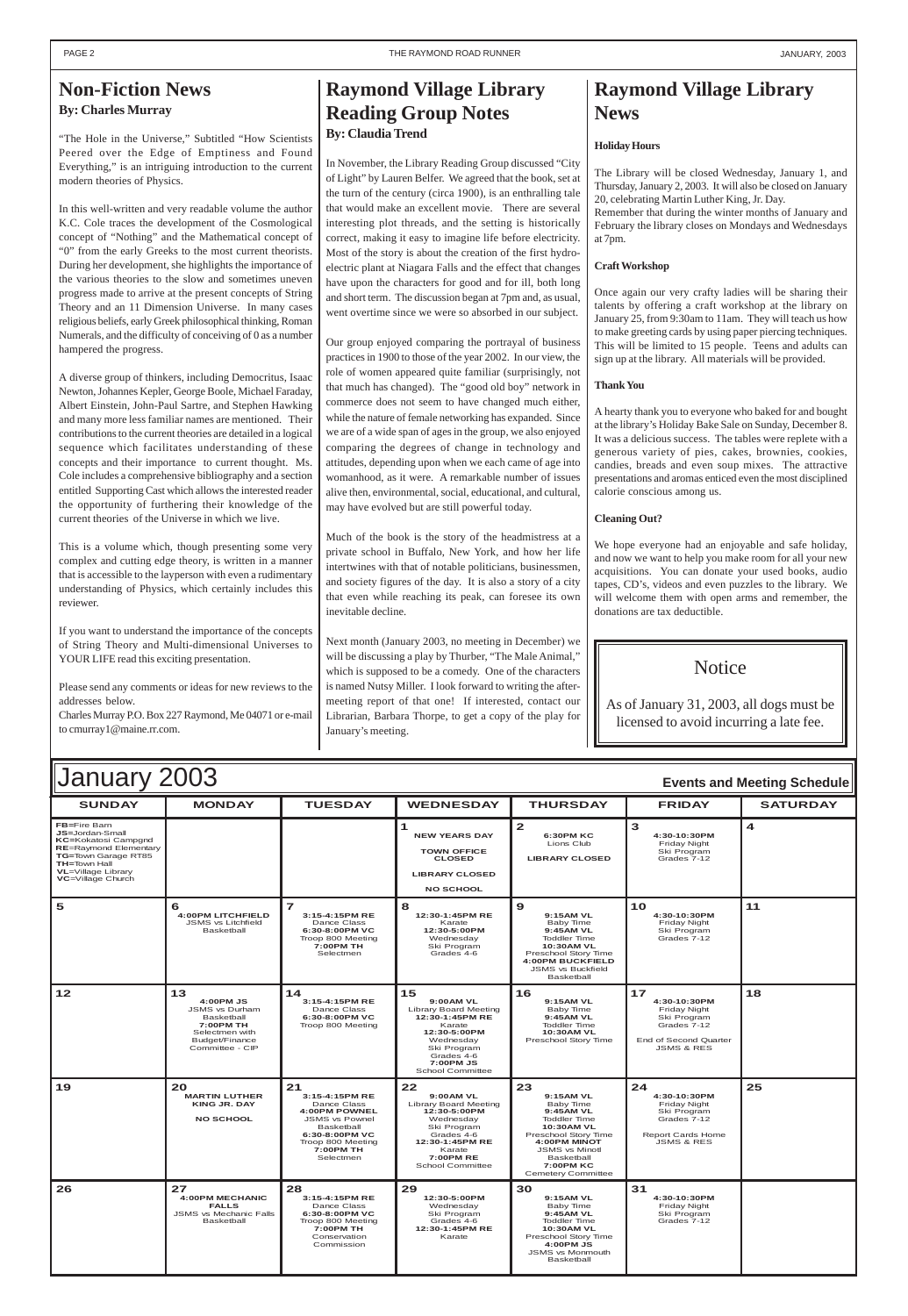## Non-Fiction News

**By: Charles Murray**

"The Hole in the Universe," Subtitled "How Scientists Peered over the Edge of Emptiness and Found Everything," is an intriguing introduction to the current modern theories of Physics.

In this well-written and very readable volume the author K.C. Cole traces the development of the Cosmological concept of "Nothing" and the Mathematical concept of "0" from the early Greeks to the most current theorists. During her development, she highlights the importance of the various theories to the slow and sometimes uneven progress made to arrive at the present concepts of String Theory and an 11 Dimension Universe. In many cases religious beliefs, early Greek philosophical thinking, Roman Numerals, and the difficulty of conceiving of 0 as a number hampered the progress.

A diverse group of thinkers, including Democritus, Isaac Newton, Johannes Kepler, George Boole, Michael Faraday, Albert Einstein, John-Paul Sartre, and Stephen Hawking and many more less familiar names are mentioned. Their contributions to the current theories are detailed in a logical sequence which facilitates understanding of these concepts and their importance to current thought. Ms. Cole includes a comprehensive bibliography and a section entitled Supporting Cast which allows the interested reader the opportunity of furthering their knowledge of the current theories of the Universe in which we live.

This is a volume which, though presenting some very complex and cutting edge theory, is written in a manner that is accessible to the layperson with even a rudimentary understanding of Physics, which certainly includes this reviewer.

If you want to understand the importance of the concepts of String Theory and Multi-dimensional Universes to YOUR LIFE read this exciting presentation.

Please send any comments or ideas for new reviews to the addresses below.
Charles Murray P.O. Box 227 Raymond, Me 04071 or e-mail to cmurray1@maine.rr.com.

## Raymond Village Library Reading Group Notes

**By: Claudia Trend**

In November, the Library Reading Group discussed "City of Light" by Lauren Belfer. We agreed that the book, set at the turn of the century (circa 1900), is an enthralling tale that would make an excellent movie. There are several interesting plot threads, and the setting is historically correct, making it easy to imagine life before electricity. Most of the story is about the creation of the first hydro-electric plant at Niagara Falls and the effect that changes have upon the characters for good and for ill, both long and short term. The discussion began at 7pm and, as usual, went overtime since we were so absorbed in our subject.

Our group enjoyed comparing the portrayal of business practices in 1900 to those of the year 2002. In our view, the role of women appeared quite familiar (surprisingly, not that much has changed). The "good old boy" network in commerce does not seem to have changed much either, while the nature of female networking has expanded. Since we are of a wide span of ages in the group, we also enjoyed comparing the degrees of change in technology and attitudes, depending upon when we each came of age into womanhood, as it were. A remarkable number of issues alive then, environmental, social, educational, and cultural, may have evolved but are still powerful today.

Much of the book is the story of the headmistress at a private school in Buffalo, New York, and how her life intertwines with that of notable politicians, businessmen, and society figures of the day. It is also a story of a city that even while reaching its peak, can foresee its own inevitable decline.

Next month (January 2003, no meeting in December) we will be discussing a play by Thurber, "The Male Animal," which is supposed to be a comedy. One of the characters is named Nutsy Miller. I look forward to writing the after-meeting report of that one! If interested, contact our Librarian, Barbara Thorpe, to get a copy of the play for January's meeting.

## Raymond Village Library News

**Holiday Hours**

The Library will be closed Wednesday, January 1, and Thursday, January 2, 2003. It will also be closed on January 20, celebrating Martin Luther King, Jr. Day.
Remember that during the winter months of January and February the library closes on Mondays and Wednesdays at 7pm.

**Craft Workshop**

Once again our very crafty ladies will be sharing their talents by offering a craft workshop at the library on January 25, from 9:30am to 11am. They will teach us how to make greeting cards by using paper piercing techniques. This will be limited to 15 people. Teens and adults can sign up at the library. All materials will be provided.

**Thank You**

A hearty thank you to everyone who baked for and bought at the library's Holiday Bake Sale on Sunday, December 8. It was a delicious success. The tables were replete with a generous variety of pies, cakes, brownies, cookies, candies, breads and even soup mixes. The attractive presentations and aromas enticed even the most disciplined calorie conscious among us.

**Cleaning Out?**

We hope everyone had an enjoyable and safe holiday, and now we want to help you make room for all your new acquisitions. You can donate your used books, audio tapes, CD's, videos and even puzzles to the library. We will welcome them with open arms and remember, the donations are tax deductible.

### Notice

As of January 31, 2003, all dogs must be licensed to avoid incurring a late fee.

## January 2003 — Events and Meeting Schedule

| SUNDAY | MONDAY | TUESDAY | WEDNESDAY | THURSDAY | FRIDAY | SATURDAY |
|---|---|---|---|---|---|---|
| **FB**=Fire Barn<br>**JS**=Jordan-Small<br>**KC**=Kokatosi Campgnd<br>**RE**=Raymond Elementary<br>**TG**=Town Garage RT85<br>**TH**=Town Hall<br>**VL**=Village Library<br>**VC**=Village Church | | | **1**<br>**NEW YEARS DAY**<br>**TOWN OFFICE CLOSED**<br>**LIBRARY CLOSED**<br>**NO SCHOOL** | **2**<br>**6:30PM KC**<br>Lions Club<br>**LIBRARY CLOSED** | **3**<br>**4:30-10:30PM**<br>Friday Night Ski Program Grades 7-12 | **4** |
| **5** | **6**<br>**4:00PM LITCHFIELD**<br>JSMS vs Litchfield Basketball | **7**<br>**3:15-4:15PM RE**<br>Dance Class<br>**6:30-8:00PM VC**<br>Troop 800 Meeting<br>**7:00PM TH**<br>Selectmen | **8**<br>**12:30-1:45PM RE**<br>Karate<br>**12:30-5:00PM**<br>Wednesday Ski Program Grades 4-6 | **9**<br>**9:15AM VL**<br>Baby Time<br>**9:45AM VL**<br>Toddler Time<br>**10:30AM VL**<br>Preschool Story Time<br>**4:00PM BUCKFIELD**<br>JSMS vs Buckfield Basketball | **10**<br>**4:30-10:30PM**<br>Friday Night Ski Program Grades 7-12 | **11** |
| **12** | **13**<br>**4:00PM JS**<br>JSMS vs Durham Basketball<br>**7:00PM TH**<br>Selectmen with Budget/Finance Committee - CIP | **14**<br>**3:15-4:15PM RE**<br>Dance Class<br>**6:30-8:00PM VC**<br>Troop 800 Meeting | **15**<br>**9:00AM VL**<br>Library Board Meeting<br>**12:30-1:45PM RE**<br>Karate<br>**12:30-5:00PM**<br>Wednesday Ski Program Grades 4-6<br>**7:00PM JS**<br>School Committee | **16**<br>**9:15AM VL**<br>Baby Time<br>**9:45AM VL**<br>Toddler Time<br>**10:30AM VL**<br>Preschool Story Time | **17**<br>**4:30-10:30PM**<br>Friday Night Ski Program Grades 7-12<br>End of Second Quarter JSMS & RES | **18** |
| **19** | **20**<br>**MARTIN LUTHER KING JR. DAY**<br>**NO SCHOOL** | **21**<br>**3:15-4:15PM RE**<br>Dance Class<br>**4:00PM POWNEL**<br>JSMS vs Pownel Basketball<br>**6:30-8:00PM VC**<br>Troop 800 Meeting<br>**7:00PM TH**<br>Selectmen | **22**<br>**9:00AM VL**<br>Library Board Meeting<br>**12:30-5:00PM**<br>Wednesday Ski Program Grades 4-6<br>**12:30-1:45PM RE**<br>Karate<br>**7:00PM RE**<br>School Committee | **23**<br>**9:15AM VL**<br>Baby Time<br>**9:45AM VL**<br>Toddler Time<br>**10:30AM VL**<br>Preschool Story Time<br>**4:00PM MINOT**<br>JSMS vs Minot Basketball<br>**7:00PM KC**<br>Cemetery Committee | **24**<br>**4:30-10:30PM**<br>Friday Night Ski Program Grades 7-12<br>Report Cards Home JSMS & RES | **25** |
| **26** | **27**<br>**4:00PM MECHANIC FALLS**<br>JSMS vs Mechanic Falls Basketball | **28**<br>**3:15-4:15PM RE**<br>Dance Class<br>**6:30-8:00PM VC**<br>Troop 800 Meeting<br>**7:00PM TH**<br>Conservation Commission | **29**<br>**12:30-5:00PM**<br>Wednesday Ski Program Grades 4-6<br>**12:30-1:45PM RE**<br>Karate | **30**<br>**9:15AM VL**<br>Baby Time<br>**9:45AM VL**<br>Toddler Time<br>**10:30AM VL**<br>Preschool Story Time<br>**4:00PM JS**<br>JSMS vs Monmouth Basketball | **31**<br>**4:30-10:30PM**<br>Friday Night Ski Program Grades 7-12 | |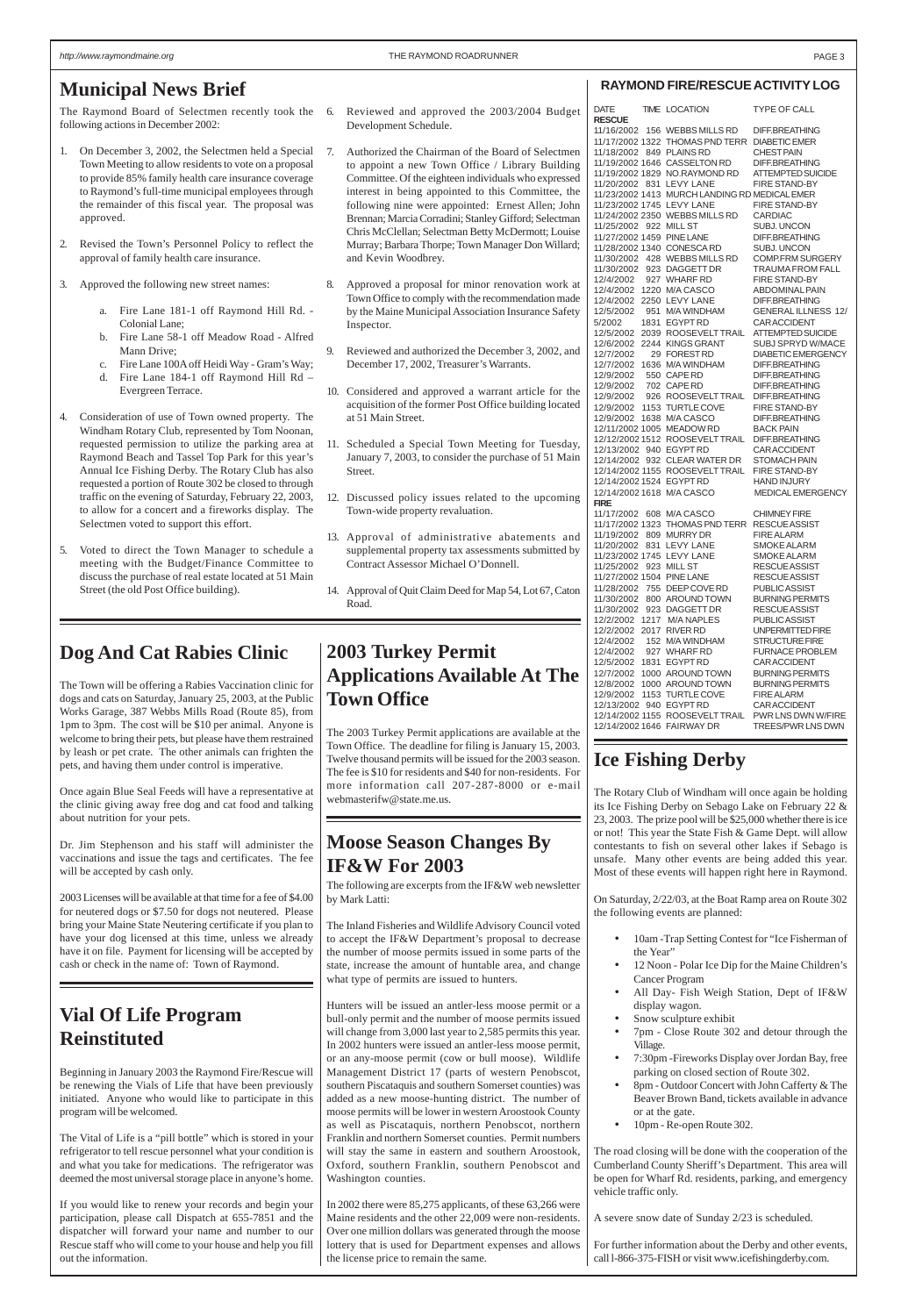## Municipal News Brief

The Raymond Board of Selectmen recently took the following actions in December 2002:

1. On December 3, 2002, the Selectmen held a Special Town Meeting to allow residents to vote on a proposal to provide 85% family health care insurance coverage to Raymond's full-time municipal employees through the remainder of this fiscal year. The proposal was approved.

2. Revised the Town's Personnel Policy to reflect the approval of family health care insurance.

3. Approved the following new street names:

   a. Fire Lane 181-1 off Raymond Hill Rd. - Colonial Lane;
   b. Fire Lane 58-1 off Meadow Road - Alfred Mann Drive;
   c. Fire Lane 100A off Heidi Way - Gram's Way;
   d. Fire Lane 184-1 off Raymond Hill Rd – Evergreen Terrace.

4. Consideration of use of Town owned property. The Windham Rotary Club, represented by Tom Noonan, requested permission to utilize the parking area at Raymond Beach and Tassel Top Park for this year's Annual Ice Fishing Derby. The Rotary Club has also requested a portion of Route 302 be closed to through traffic on the evening of Saturday, February 22, 2003, to allow for a concert and a fireworks display. The Selectmen voted to support this effort.

5. Voted to direct the Town Manager to schedule a meeting with the Budget/Finance Committee to discuss the purchase of real estate located at 51 Main Street (the old Post Office building).

6. Reviewed and approved the 2003/2004 Budget Development Schedule.

7. Authorized the Chairman of the Board of Selectmen to appoint a new Town Office / Library Building Committee. Of the eighteen individuals who expressed interest in being appointed to this Committee, the following nine were appointed: Ernest Allen; John Brennan; Marcia Corradini; Stanley Gifford; Selectman Chris McClellan; Selectman Betty McDermott; Louise Murray; Barbara Thorpe; Town Manager Don Willard; and Kevin Woodbrey.

8. Approved a proposal for minor renovation work at Town Office to comply with the recommendation made by the Maine Municipal Association Insurance Safety Inspector.

9. Reviewed and authorized the December 3, 2002, and December 17, 2002, Treasurer's Warrants.

10. Considered and approved a warrant article for the acquisition of the former Post Office building located at 51 Main Street.

11. Scheduled a Special Town Meeting for Tuesday, January 7, 2003, to consider the purchase of 51 Main Street.

12. Discussed policy issues related to the upcoming Town-wide property revaluation.

13. Approval of administrative abatements and supplemental property tax assessments submitted by Contract Assessor Michael O'Donnell.

14. Approval of Quit Claim Deed for Map 54, Lot 67, Caton Road.

## RAYMOND FIRE/RESCUE ACTIVITY LOG

| DATE | TIME | LOCATION | TYPE OF CALL |
|---|---|---|---|
| **RESCUE** | | | |
| 11/16/2002 | 156 | WEBBS MILLS RD | DIFF.BREATHING |
| 11/17/2002 | 1322 | THOMAS PND TERR | DIABETIC EMER |
| 11/18/2002 | 849 | PLAINS RD | CHEST PAIN |
| 11/19/2002 | 1646 | CASSELTON RD | DIFF.BREATHING |
| 11/19/2002 | 1829 | NO.RAYMOND RD | ATTEMPTED SUICIDE |
| 11/20/2002 | 831 | LEVY LANE | FIRE STAND-BY |
| 11/23/2002 | 1413 | MURCH LANDING RD | MEDICAL EMER |
| 11/23/2002 | 1745 | LEVY LANE | FIRE STAND-BY |
| 11/24/2002 | 2350 | WEBBS MILLS RD | CARDIAC |
| 11/25/2002 | 922 | MILL ST | SUBJ. UNCON |
| 11/27/2002 | 1459 | PINE LANE | DIFF.BREATHING |
| 11/28/2002 | 1340 | CONESCA RD | SUBJ. UNCON |
| 11/30/2002 | 428 | WEBBS MILLS RD | COMP.FRM SURGERY |
| 11/30/2002 | 923 | DAGGETT DR | TRAUMA FROM FALL |
| 12/4/2002 | 927 | WHARF RD | FIRE STAND-BY |
| 12/4/2002 | 1220 | M/A CASCO | ABDOMINAL PAIN |
| 12/4/2002 | 2250 | LEVY LANE | DIFF.BREATHING |
| 12/5/2002 | 951 | M/A WINDHAM | GENERAL ILLNESS 12/ |
| 5/2002 | 1831 | EGYPT RD | CAR ACCIDENT |
| 12/5/2002 | 2039 | ROOSEVELT TRAIL | ATTEMPTED SUICIDE |
| 12/6/2002 | 2244 | KINGS GRANT | SUBJ SPRYD W/MACE |
| 12/7/2002 | 29 | FOREST RD | DIABETIC EMERGENCY |
| 12/7/2002 | 1636 | M/A WINDHAM | DIFF.BREATHING |
| 12/9/2002 | 550 | CAPE RD | DIFF.BREATHING |
| 12/9/2002 | 702 | CAPE RD | DIFF.BREATHING |
| 12/9/2002 | 926 | ROOSEVELT TRAIL | DIFF.BREATHING |
| 12/9/2002 | 1153 | TURTLE COVE | FIRE STAND-BY |
| 12/9/2002 | 1638 | M/A CASCO | DIFF.BREATHING |
| 12/11/2002 | 1005 | MEADOW RD | BACK PAIN |
| 12/12/2002 | 1512 | ROOSEVELT TRAIL | DIFF.BREATHING |
| 12/13/2002 | 940 | EGYPT RD | CAR ACCIDENT |
| 12/14/2002 | 932 | CLEAR WATER DR | STOMACH PAIN |
| 12/14/2002 | 1155 | ROOSEVELT TRAIL | FIRE STAND-BY |
| 12/14/2002 | 1524 | EGYPT RD | HAND INJURY |
| 12/14/2002 | 1618 | M/A CASCO | MEDICAL EMERGENCY |
| **FIRE** | | | |
| 11/17/2002 | 608 | M/A CASCO | CHIMNEY FIRE |
| 11/17/2002 | 1323 | THOMAS PND TERR | RESCUE ASSIST |
| 11/19/2002 | 809 | MURRY DR | FIRE ALARM |
| 11/20/2002 | 831 | LEVY LANE | SMOKE ALARM |
| 11/23/2002 | 1745 | LEVY LANE | SMOKE ALARM |
| 11/25/2002 | 923 | MILL ST | RESCUE ASSIST |
| 11/27/2002 | 1504 | PINE LANE | RESCUE ASSIST |
| 11/28/2002 | 755 | DEEP COVE RD | PUBLIC ASSIST |
| 11/30/2002 | 800 | AROUND TOWN | BURNING PERMITS |
| 11/30/2002 | 923 | DAGGETT DR | RESCUE ASSIST |
| 12/2/2002 | 1217 | M/A NAPLES | PUBLIC ASSIST |
| 12/2/2002 | 2017 | RIVER RD | UNPERMITTED FIRE |
| 12/4/2002 | 152 | M/A WINDHAM | STRUCTURE FIRE |
| 12/4/2002 | 927 | WHARF RD | FURNACE PROBLEM |
| 12/5/2002 | 1831 | EGYPT RD | CAR ACCIDENT |
| 12/7/2002 | 1000 | AROUND TOWN | BURNING PERMITS |
| 12/8/2002 | 1000 | AROUND TOWN | BURNING PERMITS |
| 12/9/2002 | 1153 | TURTLE COVE | FIRE ALARM |
| 12/13/2002 | 940 | EGYPT RD | CAR ACCIDENT |
| 12/14/2002 | 1155 | ROOSEVELT TRAIL | PWR LNS DWN W/FIRE |
| 12/14/2002 | 1646 | FAIRWAY DR | TREES/PWR LNS DWN |

## Dog And Cat Rabies Clinic

The Town will be offering a Rabies Vaccination clinic for dogs and cats on Saturday, January 25, 2003, at the Public Works Garage, 387 Webbs Mills Road (Route 85), from 1pm to 3pm. The cost will be $10 per animal. Anyone is welcome to bring their pets, but please have them restrained by leash or pet crate. The other animals can frighten the pets, and having them under control is imperative.

Once again Blue Seal Feeds will have a representative at the clinic giving away free dog and cat food and talking about nutrition for your pets.

Dr. Jim Stephenson and his staff will administer the vaccinations and issue the tags and certificates. The fee will be accepted by cash only.

2003 Licenses will be available at that time for a fee of $4.00 for neutered dogs or $7.50 for dogs not neutered. Please bring your Maine State Neutering certificate if you plan to have your dog licensed at this time, unless we already have it on file. Payment for licensing will be accepted by cash or check in the name of: Town of Raymond.

## Vial Of Life Program Reinstituted

Beginning in January 2003 the Raymond Fire/Rescue will be renewing the Vials of Life that have been previously initiated. Anyone who would like to participate in this program will be welcomed.

The Vital of Life is a "pill bottle" which is stored in your refrigerator to tell rescue personnel what your condition is and what you take for medications. The refrigerator was deemed the most universal storage place in anyone's home.

If you would like to renew your records and begin your participation, please call Dispatch at 655-7851 and the dispatcher will forward your name and number to our Rescue staff who will come to your house and help you fill out the information.

## 2003 Turkey Permit Applications Available At The Town Office

The 2003 Turkey Permit applications are available at the Town Office. The deadline for filing is January 15, 2003. Twelve thousand permits will be issued for the 2003 season. The fee is $10 for residents and $40 for non-residents. For more information call 207-287-8000 or e-mail webmasterifw@state.me.us.

## Moose Season Changes By IF&W For 2003

The following are excerpts from the IF&W web newsletter by Mark Latti:

The Inland Fisheries and Wildlife Advisory Council voted to accept the IF&W Department's proposal to decrease the number of moose permits issued in some parts of the state, increase the amount of huntable area, and change what type of permits are issued to hunters.

Hunters will be issued an antler-less moose permit or a bull-only permit and the number of moose permits issued will change from 3,000 last year to 2,585 permits this year. In 2002 hunters were issued an antler-less moose permit, or an any-moose permit (cow or bull moose). Wildlife Management District 17 (parts of western Penobscot, southern Piscataquis and southern Somerset counties) was added as a new moose-hunting district. The number of moose permits will be lower in western Aroostook County as well as Piscataquis, northern Penobscot, northern Franklin and northern Somerset counties. Permit numbers will stay the same in eastern and southern Aroostook, Oxford, southern Franklin, southern Penobscot and Washington counties.

In 2002 there were 85,275 applicants, of these 63,266 were Maine residents and the other 22,009 were non-residents. Over one million dollars was generated through the moose lottery that is used for Department expenses and allows the license price to remain the same.

## Ice Fishing Derby

The Rotary Club of Windham will once again be holding its Ice Fishing Derby on Sebago Lake on February 22 & 23, 2003. The prize pool will be $25,000 whether there is ice or not! This year the State Fish & Game Dept. will allow contestants to fish on several other lakes if Sebago is unsafe. Many other events are being added this year. Most of these events will happen right here in Raymond.

On Saturday, 2/22/03, at the Boat Ramp area on Route 302 the following events are planned:

- 10am -Trap Setting Contest for "Ice Fisherman of the Year"
- 12 Noon - Polar Ice Dip for the Maine Children's Cancer Program
- All Day- Fish Weigh Station, Dept of IF&W display wagon.
- Snow sculpture exhibit
- 7pm - Close Route 302 and detour through the Village.
- 7:30pm -Fireworks Display over Jordan Bay, free parking on closed section of Route 302.
- 8pm - Outdoor Concert with John Cafferty & The Beaver Brown Band, tickets available in advance or at the gate.
- 10pm - Re-open Route 302.

The road closing will be done with the cooperation of the Cumberland County Sheriff's Department. This area will be open for Wharf Rd. residents, parking, and emergency vehicle traffic only.

A severe snow date of Sunday 2/23 is scheduled.

For further information about the Derby and other events, call 1-866-375-FISH or visit www.icefishingderby.com.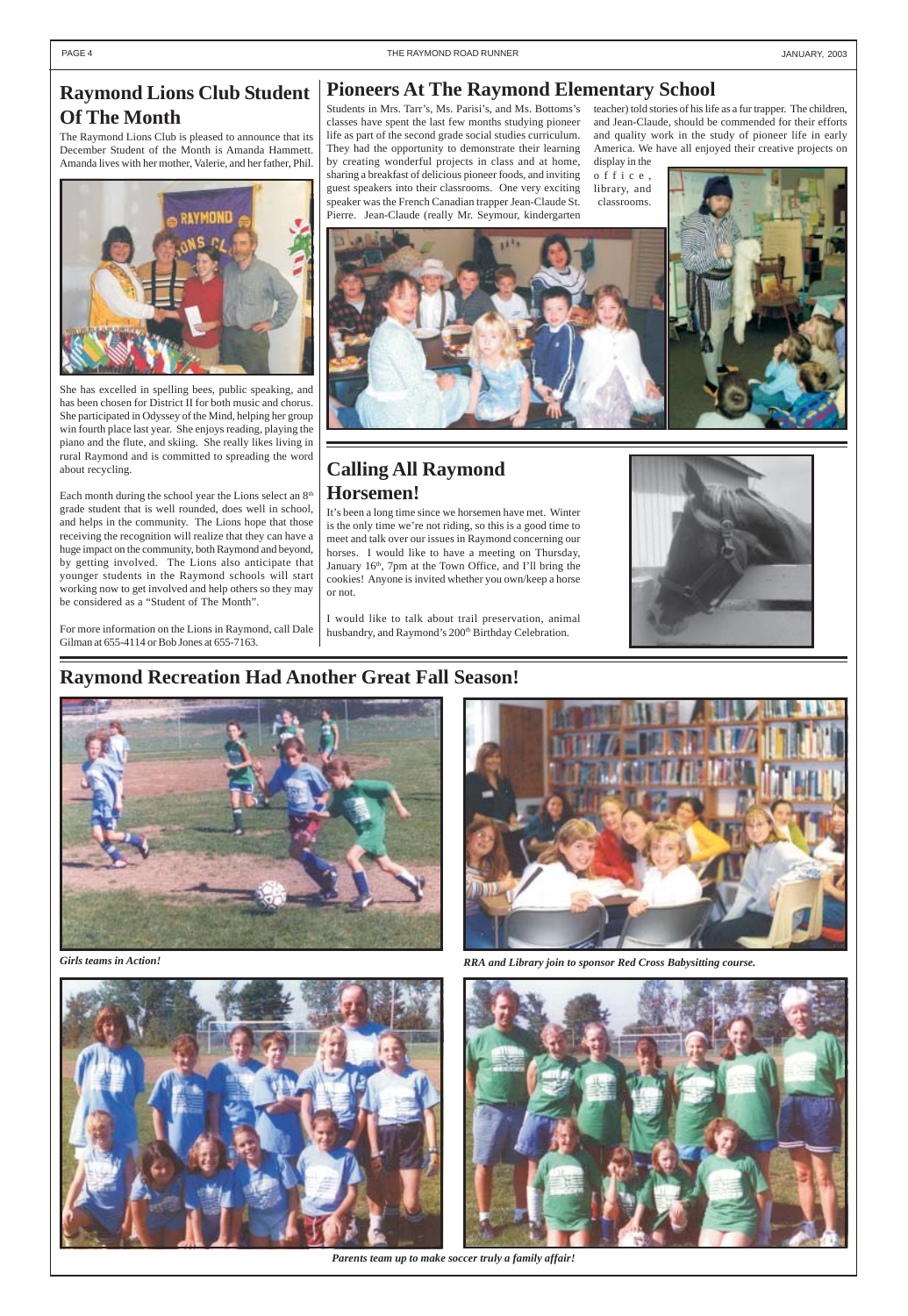## Raymond Lions Club Student Of The Month

The Raymond Lions Club is pleased to announce that its December Student of the Month is Amanda Hammett. Amanda lives with her mother, Valerie, and her father, Phil.

She has excelled in spelling bees, public speaking, and has been chosen for District II for both music and chorus. She participated in Odyssey of the Mind, helping her group win fourth place last year. She enjoys reading, playing the piano and the flute, and skiing. She really likes living in rural Raymond and is committed to spreading the word about recycling.

Each month during the school year the Lions select an 8th grade student that is well rounded, does well in school, and helps in the community. The Lions hope that those receiving the recognition will realize that they can have a huge impact on the community, both Raymond and beyond, by getting involved. The Lions also anticipate that younger students in the Raymond schools will start working now to get involved and help others so they may be considered as a "Student of The Month".

For more information on the Lions in Raymond, call Dale Gilman at 655-4114 or Bob Jones at 655-7163.

## Pioneers At The Raymond Elementary School

Students in Mrs. Tarr's, Ms. Parisi's, and Ms. Bottoms's classes have spent the last few months studying pioneer life as part of the second grade social studies curriculum. They had the opportunity to demonstrate their learning by creating wonderful projects in class and at home, sharing a breakfast of delicious pioneer foods, and inviting guest speakers into their classrooms. One very exciting speaker was the French Canadian trapper Jean-Claude St. Pierre. Jean-Claude (really Mr. Seymour, kindergarten teacher) told stories of his life as a fur trapper. The children, and Jean-Claude, should be commended for their efforts and quality work in the study of pioneer life in early America. We have all enjoyed their creative projects on display in the office, library, and classrooms.

## Calling All Raymond Horsemen!

It's been a long time since we horsemen have met. Winter is the only time we're not riding, so this is a good time to meet and talk over our issues in Raymond concerning our horses. I would like to have a meeting on Thursday, January 16th, 7pm at the Town Office, and I'll bring the cookies! Anyone is invited whether you own/keep a horse or not.

I would like to talk about trail preservation, animal husbandry, and Raymond's 200th Birthday Celebration.

## Raymond Recreation Had Another Great Fall Season!

*Girls teams in Action!*

*RRA and Library join to sponsor Red Cross Babysitting course.*

*Parents team up to make soccer truly a family affair!*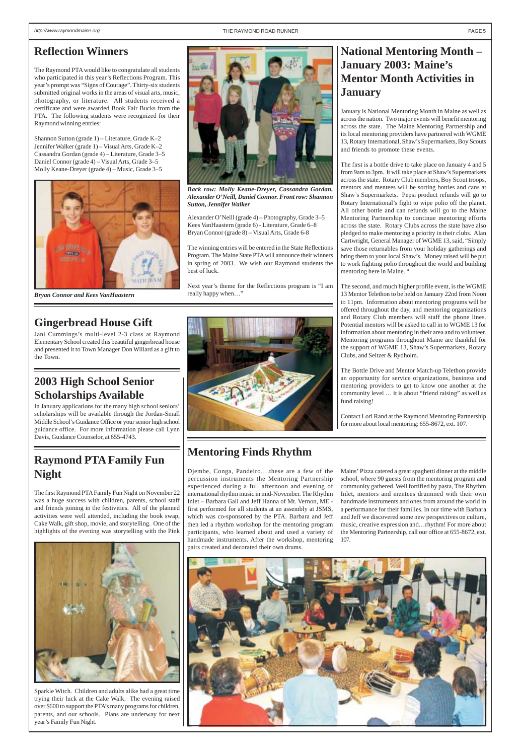## Reflection Winners

The Raymond PTA would like to congratulate all students who participated in this year's Reflections Program. This year's prompt was "Signs of Courage". Thirty-six students submitted original works in the areas of visual arts, music, photography, or literature. All students received a certificate and were awarded Book Fair Bucks from the PTA. The following students were recognized for their Raymond winning entries:

Shannon Sutton (grade 1) – Literature, Grade K–2
Jennifer Walker (grade 1) – Visual Arts, Grade K–2
Cassandra Gordan (grade 4) – Literature, Grade 3–5
Daniel Connor (grade 4) – Visual Arts, Grade 3–5
Molly Keane-Dreyer (grade 4) – Music, Grade 3–5

*Bryan Connor and Kees VanHaastern*

***Back row: Molly Keane-Dreyer, Cassandra Gordan, Alexander O'Neill, Daniel Connor. Front row: Shannon Sutton, Jennifer Walker***

Alexander O'Neill (grade 4) – Photography, Grade 3–5
Kees VanHaastern (grade 6) - Literature, Grade 6–8
Bryan Connor (grade 8) – Visual Arts, Grade 6-8

The winning entries will be entered in the State Reflections Program. The Maine State PTA will announce their winners in spring of 2003. We wish our Raymond students the best of luck.

Next year's theme for the Reflections program is "I am really happy when…"

## National Mentoring Month – January 2003: Maine's Mentor Month Activities in January

January is National Mentoring Month in Maine as well as across the nation. Two major events will benefit mentoring across the state. The Maine Mentoring Partnership and its local mentoring providers have partnered with WGME 13, Rotary International, Shaw's Supermarkets, Boy Scouts and friends to promote these events.

The first is a bottle drive to take place on January 4 and 5 from 9am to 3pm. It will take place at Shaw's Supermarkets across the state. Rotary Club members, Boy Scout troops, mentors and mentees will be sorting bottles and cans at Shaw's Supermarkets. Pepsi product refunds will go to Rotary International's fight to wipe polio off the planet. All other bottle and can refunds will go to the Maine Mentoring Partnership to continue mentoring efforts across the state. Rotary Clubs across the state have also pledged to make mentoring a priority in their clubs. Alan Cartwright, General Manager of WGME 13, said, "Simply save those returnables from your holiday gatherings and bring them to your local Shaw's. Money raised will be put to work fighting polio throughout the world and building mentoring here in Maine. "

The second, and much higher profile event, is the WGME 13 Mentor Telethon to be held on January 22nd from Noon to 11pm. Information about mentoring programs will be offered throughout the day, and mentoring organizations and Rotary Club members will staff the phone lines. Potential mentors will be asked to call in to WGME 13 for information about mentoring in their area and to volunteer. Mentoring programs throughout Maine are thankful for the support of WGME 13, Shaw's Supermarkets, Rotary Clubs, and Seltzer & Rydholm.

The Bottle Drive and Mentor Match-up Telethon provide an opportunity for service organizations, business and mentoring providers to get to know one another at the community level … it is about "friend raising" as well as fund raising!

Contact Lori Rand at the Raymond Mentoring Partnership for more about local mentoring: 655-8672, ext. 107.

## Gingerbread House Gift

Jani Cummings's multi-level 2-3 class at Raymond Elementary School created this beautiful gingerbread house and presented it to Town Manager Don Willard as a gift to the Town.

## 2003 High School Senior Scholarships Available

In January applications for the many high school seniors' scholarships will be available through the Jordan-Small Middle School's Guidance Office or your senior high school guidance office. For more information please call Lynn Davis, Guidance Counselor, at 655-4743.

## Raymond PTA Family Fun Night

The first Raymond PTA Family Fun Night on November 22 was a huge success with children, parents, school staff and friends joining in the festivities. All of the planned activities were well attended, including the book swap, Cake Walk, gift shop, movie, and storytelling. One of the highlights of the evening was storytelling with the Pink Sparkle Witch. Children and adults alike had a great time trying their luck at the Cake Walk. The evening raised over $600 to support the PTA's many programs for children, parents, and our schools. Plans are underway for next year's Family Fun Night.

## Mentoring Finds Rhythm

Djembe, Conga, Pandeiro….these are a few of the percussion instruments the Mentoring Partnership experienced during a full afternoon and evening of international rhythm music in mid-November. The Rhythm Inlet – Barbara Gail and Jeff Hanna of Mt. Vernon, ME - first performed for all students at an assembly at JSMS, which was co-sponsored by the PTA. Barbara and Jeff then led a rhythm workshop for the mentoring program participants, who learned about and used a variety of handmade instruments. After the workshop, mentoring pairs created and decorated their own drums.

Mains' Pizza catered a great spaghetti dinner at the middle school, where 90 guests from the mentoring program and community gathered. Well fortified by pasta, The Rhythm Inlet, mentors and mentees drummed with their own handmade instruments and ones from around the world in a performance for their families. In our time with Barbara and Jeff we discovered some new perspectives on culture, music, creative expression and…rhythm! For more about the Mentoring Partnership, call our office at 655-8672, ext. 107.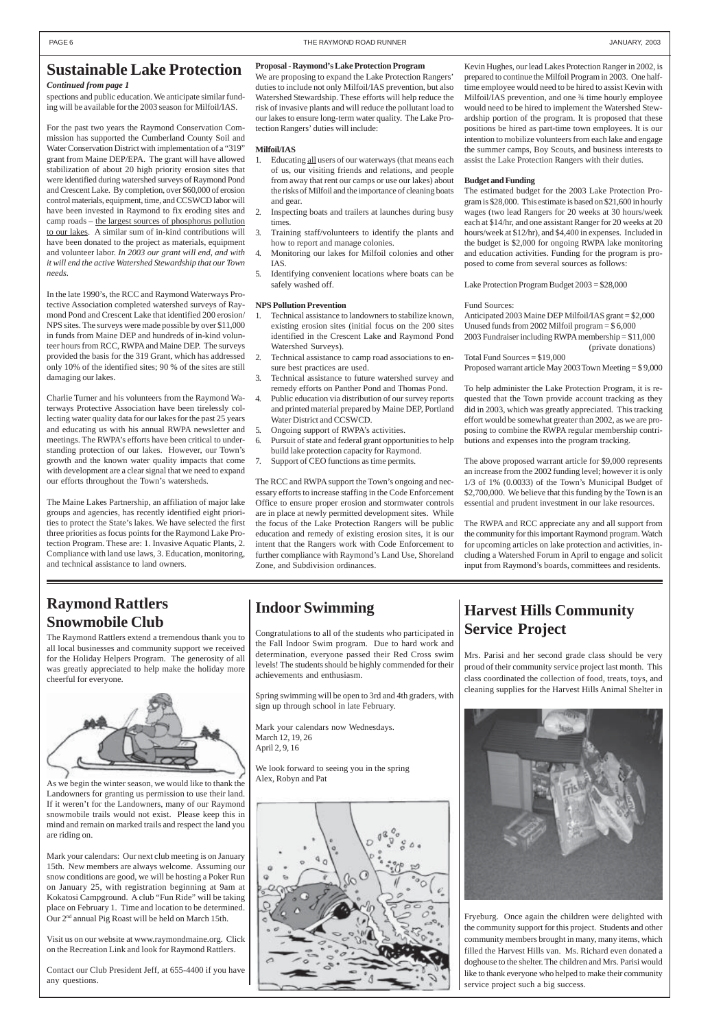# Sustainable Lake Protection

***Continued from page 1***

spections and public education. We anticipate similar funding will be available for the 2003 season for Milfoil/IAS.

For the past two years the Raymond Conservation Commission has supported the Cumberland County Soil and Water Conservation District with implementation of a "319" grant from Maine DEP/EPA. The grant will have allowed stabilization of about 20 high priority erosion sites that were identified during watershed surveys of Raymond Pond and Crescent Lake. By completion, over $60,000 of erosion control materials, equipment, time, and CCSWCD labor will have been invested in Raymond to fix eroding sites and camp roads – <u>the largest sources of phosphorus pollution to our lakes</u>. A similar sum of in-kind contributions will have been donated to the project as materials, equipment and volunteer labor. *In 2003 our grant will end, and with it will end the active Watershed Stewardship that our Town needs.*

In the late 1990's, the RCC and Raymond Waterways Protective Association completed watershed surveys of Raymond Pond and Crescent Lake that identified 200 erosion/NPS sites. The surveys were made possible by over $11,000 in funds from Maine DEP and hundreds of in-kind volunteer hours from RCC, RWPA and Maine DEP. The surveys provided the basis for the 319 Grant, which has addressed only 10% of the identified sites; 90 % of the sites are still damaging our lakes.

Charlie Turner and his volunteers from the Raymond Waterways Protective Association have been tirelessly collecting water quality data for our lakes for the past 25 years and educating us with his annual RWPA newsletter and meetings. The RWPA's efforts have been critical to understanding protection of our lakes. However, our Town's growth and the known water quality impacts that come with development are a clear signal that we need to expand our efforts throughout the Town's watersheds.

The Maine Lakes Partnership, an affiliation of major lake groups and agencies, has recently identified eight priorities to protect the State's lakes. We have selected the first three priorities as focus points for the Raymond Lake Protection Program. These are: 1. Invasive Aquatic Plants, 2. Compliance with land use laws, 3. Education, monitoring, and technical assistance to land owners.

**Proposal - Raymond's Lake Protection Program**

We are proposing to expand the Lake Protection Rangers' duties to include not only Milfoil/IAS prevention, but also Watershed Stewardship. These efforts will help reduce the risk of invasive plants and will reduce the pollutant load to our lakes to ensure long-term water quality. The Lake Protection Rangers' duties will include:

**Milfoil/IAS**

1. Educating <u>all</u> users of our waterways (that means each of us, our visiting friends and relations, and people from away that rent our camps or use our lakes) about the risks of Milfoil and the importance of cleaning boats and gear.
2. Inspecting boats and trailers at launches during busy times.
3. Training staff/volunteers to identify the plants and how to report and manage colonies.
4. Monitoring our lakes for Milfoil colonies and other IAS.
5. Identifying convenient locations where boats can be safely washed off.

**NPS Pollution Prevention**

1. Technical assistance to landowners to stabilize known, existing erosion sites (initial focus on the 200 sites identified in the Crescent Lake and Raymond Pond Watershed Surveys).
2. Technical assistance to camp road associations to ensure best practices are used.
3. Technical assistance to future watershed survey and remedy efforts on Panther Pond and Thomas Pond.
4. Public education via distribution of our survey reports and printed material prepared by Maine DEP, Portland Water District and CCSWCD.
5. Ongoing support of RWPA's activities.
6. Pursuit of state and federal grant opportunities to help build lake protection capacity for Raymond.
7. Support of CEO functions as time permits.

The RCC and RWPA support the Town's ongoing and necessary efforts to increase staffing in the Code Enforcement Office to ensure proper erosion and stormwater controls are in place at newly permitted development sites. While the focus of the Lake Protection Rangers will be public education and remedy of existing erosion sites, it is our intent that the Rangers work with Code Enforcement to further compliance with Raymond's Land Use, Shoreland Zone, and Subdivision ordinances.

Kevin Hughes, our lead Lakes Protection Ranger in 2002, is prepared to continue the Milfoil Program in 2003. One half-time employee would need to be hired to assist Kevin with Milfoil/IAS prevention, and one ¾ time hourly employee would need to be hired to implement the Watershed Stewardship portion of the program. It is proposed that these positions be hired as part-time town employees. It is our intention to mobilize volunteers from each lake and engage the summer camps, Boy Scouts, and business interests to assist the Lake Protection Rangers with their duties.

**Budget and Funding**

The estimated budget for the 2003 Lake Protection Program is $28,000. This estimate is based on $21,600 in hourly wages (two lead Rangers for 20 weeks at 30 hours/week each at $14/hr, and one assistant Ranger for 20 weeks at 20 hours/week at $12/hr), and $4,400 in expenses. Included in the budget is $2,000 for ongoing RWPA lake monitoring and education activities. Funding for the program is proposed to come from several sources as follows:

Lake Protection Program Budget 2003 = $28,000

Fund Sources:
Anticipated 2003 Maine DEP Milfoil/IAS grant = $2,000
Unused funds from 2002 Milfoil program = $ 6,000
2003 Fundraiser including RWPA membership = $11,000 (private donations)
Total Fund Sources = $19,000
Proposed warrant article May 2003 Town Meeting = $ 9,000

To help administer the Lake Protection Program, it is requested that the Town provide account tracking as they did in 2003, which was greatly appreciated. This tracking effort would be somewhat greater than 2002, as we are proposing to combine the RWPA regular membership contributions and expenses into the program tracking.

The above proposed warrant article for $9,000 represents an increase from the 2002 funding level; however it is only 1/3 of 1% (0.0033) of the Town's Municipal Budget of $2,700,000. We believe that this funding by the Town is an essential and prudent investment in our lake resources.

The RWPA and RCC appreciate any and all support from the community for this important Raymond program. Watch for upcoming articles on lake protection and activities, including a Watershed Forum in April to engage and solicit input from Raymond's boards, committees and residents.

# Raymond Rattlers Snowmobile Club

The Raymond Rattlers extend a tremendous thank you to all local businesses and community support we received for the Holiday Helpers Program. The generosity of all was greatly appreciated to help make the holiday more cheerful for everyone.

As we begin the winter season, we would like to thank the Landowners for granting us permission to use their land. If it weren't for the Landowners, many of our Raymond snowmobile trails would not exist. Please keep this in mind and remain on marked trails and respect the land you are riding on.

Mark your calendars: Our next club meeting is on January 15th. New members are always welcome. Assuming our snow conditions are good, we will be hosting a Poker Run on January 25, with registration beginning at 9am at Kokatosi Campground. A club "Fun Ride" will be taking place on February 1. Time and location to be determined. Our 2nd annual Pig Roast will be held on March 15th.

Visit us on our website at www.raymondmaine.org. Click on the Recreation Link and look for Raymond Rattlers.

Contact our Club President Jeff, at 655-4400 if you have any questions.

# Indoor Swimming

Congratulations to all of the students who participated in the Fall Indoor Swim program. Due to hard work and determination, everyone passed their Red Cross swim levels! The students should be highly commended for their achievements and enthusiasm.

Spring swimming will be open to 3rd and 4th graders, with sign up through school in late February.

Mark your calendars now Wednesdays.
March 12, 19, 26
April 2, 9, 16

We look forward to seeing you in the spring
Alex, Robyn and Pat

# Harvest Hills Community Service Project

Mrs. Parisi and her second grade class should be very proud of their community service project last month. This class coordinated the collection of food, treats, toys, and cleaning supplies for the Harvest Hills Animal Shelter in Fryeburg. Once again the children were delighted with the community support for this project. Students and other community members brought in many, many items, which filled the Harvest Hills van. Ms. Richard even donated a doghouse to the shelter. The children and Mrs. Parisi would like to thank everyone who helped to make their community service project such a big success.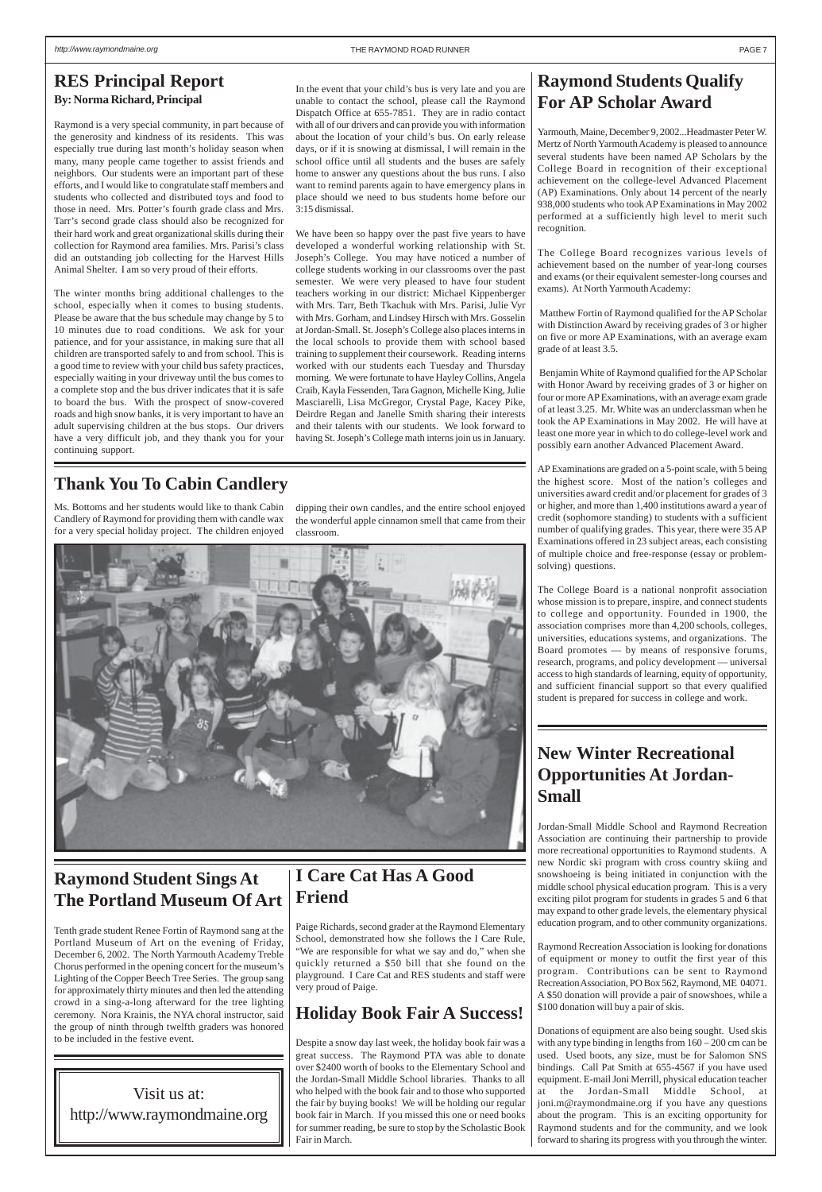## RES Principal Report

**By: Norma Richard, Principal**

Raymond is a very special community, in part because of the generosity and kindness of its residents. This was especially true during last month's holiday season when many, many people came together to assist friends and neighbors. Our students were an important part of these efforts, and I would like to congratulate staff members and students who collected and distributed toys and food to those in need. Mrs. Potter's fourth grade class and Mrs. Tarr's second grade class should also be recognized for their hard work and great organizational skills during their collection for Raymond area families. Mrs. Parisi's class did an outstanding job collecting for the Harvest Hills Animal Shelter. I am so very proud of their efforts.

The winter months bring additional challenges to the school, especially when it comes to busing students. Please be aware that the bus schedule may change by 5 to 10 minutes due to road conditions. We ask for your patience, and for your assistance, in making sure that all children are transported safely to and from school. This is a good time to review with your child bus safety practices, especially waiting in your driveway until the bus comes to a complete stop and the bus driver indicates that it is safe to board the bus. With the prospect of snow-covered roads and high snow banks, it is very important to have an adult supervising children at the bus stops. Our drivers have a very difficult job, and they thank you for your continuing support.

In the event that your child's bus is very late and you are unable to contact the school, please call the Raymond Dispatch Office at 655-7851. They are in radio contact with all of our drivers and can provide you with information about the location of your child's bus. On early release days, or if it is snowing at dismissal, I will remain in the school office until all students and the buses are safely home to answer any questions about the bus runs. I also want to remind parents again to have emergency plans in place should we need to bus students home before our 3:15 dismissal.

We have been so happy over the past five years to have developed a wonderful working relationship with St. Joseph's College. You may have noticed a number of college students working in our classrooms over the past semester. We were very pleased to have four student teachers working in our district: Michael Kippenberger with Mrs. Tarr, Beth Tkachuk with Mrs. Parisi, Julie Vyr with Mrs. Gorham, and Lindsey Hirsch with Mrs. Gosselin at Jordan-Small. St. Joseph's College also places interns in the local schools to provide them with school based training to supplement their coursework. Reading interns worked with our students each Tuesday and Thursday morning. We were fortunate to have Hayley Collins, Angela Craib, Kayla Fessenden, Tara Gagnon, Michelle King, Julie Masciarelli, Lisa McGregor, Crystal Page, Kacey Pike, Deirdre Regan and Janelle Smith sharing their interests and their talents with our students. We look forward to having St. Joseph's College math interns join us in January.

## Thank You To Cabin Candlery

Ms. Bottoms and her students would like to thank Cabin Candlery of Raymond for providing them with candle wax for a very special holiday project. The children enjoyed dipping their own candles, and the entire school enjoyed the wonderful apple cinnamon smell that came from their classroom.

## Raymond Student Sings At The Portland Museum Of Art

Tenth grade student Renee Fortin of Raymond sang at the Portland Museum of Art on the evening of Friday, December 6, 2002. The North Yarmouth Academy Treble Chorus performed in the opening concert for the museum's Lighting of the Copper Beech Tree Series. The group sang for approximately thirty minutes and then led the attending crowd in a sing-a-long afterward for the tree lighting ceremony. Nora Krainis, the NYA choral instructor, said the group of ninth through twelfth graders was honored to be included in the festive event.

Visit us at:
http://www.raymondmaine.org

## I Care Cat Has A Good Friend

Paige Richards, second grader at the Raymond Elementary School, demonstrated how she follows the I Care Rule, "We are responsible for what we say and do," when she quickly returned a $50 bill that she found on the playground. I Care Cat and RES students and staff were very proud of Paige.

## Holiday Book Fair A Success!

Despite a snow day last week, the holiday book fair was a great success. The Raymond PTA was able to donate over $2400 worth of books to the Elementary School and the Jordan-Small Middle School libraries. Thanks to all who helped with the book fair and to those who supported the fair by buying books! We will be holding our regular book fair in March. If you missed this one or need books for summer reading, be sure to stop by the Scholastic Book Fair in March.

## Raymond Students Qualify For AP Scholar Award

Yarmouth, Maine, December 9, 2002...Headmaster Peter W. Mertz of North Yarmouth Academy is pleased to announce several students have been named AP Scholars by the College Board in recognition of their exceptional achievement on the college-level Advanced Placement (AP) Examinations. Only about 14 percent of the nearly 938,000 students who took AP Examinations in May 2002 performed at a sufficiently high level to merit such recognition.

The College Board recognizes various levels of achievement based on the number of year-long courses and exams (or their equivalent semester-long courses and exams). At North Yarmouth Academy:

Matthew Fortin of Raymond qualified for the AP Scholar with Distinction Award by receiving grades of 3 or higher on five or more AP Examinations, with an average exam grade of at least 3.5.

Benjamin White of Raymond qualified for the AP Scholar with Honor Award by receiving grades of 3 or higher on four or more AP Examinations, with an average exam grade of at least 3.25. Mr. White was an underclassman when he took the AP Examinations in May 2002. He will have at least one more year in which to do college-level work and possibly earn another Advanced Placement Award.

AP Examinations are graded on a 5-point scale, with 5 being the highest score. Most of the nation's colleges and universities award credit and/or placement for grades of 3 or higher, and more than 1,400 institutions award a year of credit (sophomore standing) to students with a sufficient number of qualifying grades. This year, there were 35 AP Examinations offered in 23 subject areas, each consisting of multiple choice and free-response (essay or problem-solving) questions.

The College Board is a national nonprofit association whose mission is to prepare, inspire, and connect students to college and opportunity. Founded in 1900, the association comprises more than 4,200 schools, colleges, universities, educations systems, and organizations. The Board promotes — by means of responsive forums, research, programs, and policy development — universal access to high standards of learning, equity of opportunity, and sufficient financial support so that every qualified student is prepared for success in college and work.

## New Winter Recreational Opportunities At Jordan-Small

Jordan-Small Middle School and Raymond Recreation Association are continuing their partnership to provide more recreational opportunities to Raymond students. A new Nordic ski program with cross country skiing and snowshoeing is being initiated in conjunction with the middle school physical education program. This is a very exciting pilot program for students in grades 5 and 6 that may expand to other grade levels, the elementary physical education program, and to other community organizations.

Raymond Recreation Association is looking for donations of equipment or money to outfit the first year of this program. Contributions can be sent to Raymond Recreation Association, PO Box 562, Raymond, ME 04071. A $50 donation will provide a pair of snowshoes, while a $100 donation will buy a pair of skis.

Donations of equipment are also being sought. Used skis with any type binding in lengths from 160 – 200 cm can be used. Used boots, any size, must be for Salomon SNS bindings. Call Pat Smith at 655-4567 if you have used equipment. E-mail Joni Merrill, physical education teacher at the Jordan-Small Middle School, at joni.m@raymondmaine.org if you have any questions about the program. This is an exciting opportunity for Raymond students and for the community, and we look forward to sharing its progress with you through the winter.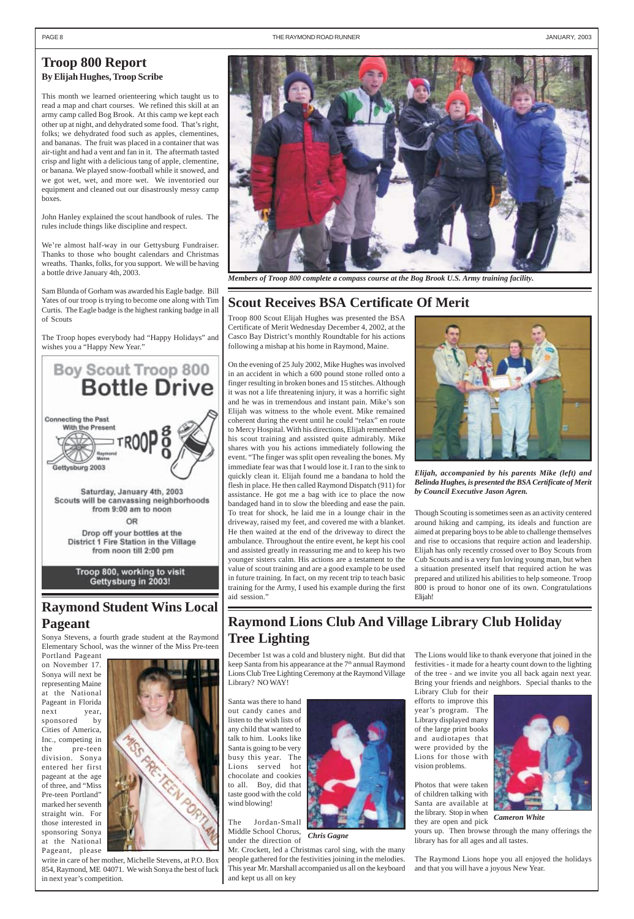## Troop 800 Report

**By Elijah Hughes, Troop Scribe**

This month we learned orienteering which taught us to read a map and chart courses. We refined this skill at an army camp called Bog Brook. At this camp we kept each other up at night, and dehydrated some food. That's right, folks; we dehydrated food such as apples, clementines, and bananas. The fruit was placed in a container that was air-tight and had a vent and fan in it. The aftermath tasted crisp and light with a delicious tang of apple, clementine, or banana. We played snow-football while it snowed, and we got wet, wet, and more wet. We inventoried our equipment and cleaned out our disastrously messy camp boxes.

John Hanley explained the scout handbook of rules. The rules include things like discipline and respect.

We're almost half-way in our Gettysburg Fundraiser. Thanks to those who bought calendars and Christmas wreaths. Thanks, folks, for you support. We will be having a bottle drive January 4th, 2003.

Sam Blunda of Gorham was awarded his Eagle badge. Bill Yates of our troop is trying to become one along with Tim Curtis. The Eagle badge is the highest ranking badge in all of Scouts

The Troop hopes everybody had "Happy Holidays" and wishes you a "Happy New Year."

*Members of Troop 800 complete a compass course at the Bog Brook U.S. Army training facility.*

**Boy Scout Troop 800 Bottle Drive**

Connecting the Past With the Present

Gettysburg 2003

TROOP 800

Saturday, January 4th, 2003
Scouts will be canvassing neighborhoods from 9:00 am to noon

OR

Drop off your bottles at the District 1 Fire Station in the Village from noon till 2:00 pm

Troop 800, working to visit Gettysburg in 2003!

## Scout Receives BSA Certificate Of Merit

Troop 800 Scout Elijah Hughes was presented the BSA Certificate of Merit Wednesday December 4, 2002, at the Casco Bay District's monthly Roundtable for his actions following a mishap at his home in Raymond, Maine.

On the evening of 25 July 2002, Mike Hughes was involved in an accident in which a 600 pound stone rolled onto a finger resulting in broken bones and 15 stitches. Although it was not a life threatening injury, it was a horrific sight and he was in tremendous and instant pain. Mike's son Elijah was witness to the whole event. Mike remained coherent during the event until he could "relax" en route to Mercy Hospital. With his directions, Elijah remembered his scout training and assisted quite admirably. Mike shares with you his actions immediately following the event. "The finger was split open revealing the bones. My immediate fear was that I would lose it. I ran to the sink to quickly clean it. Elijah found me a bandana to hold the flesh in place. He then called Raymond Dispatch (911) for assistance. He got me a bag with ice to place the now bandaged hand in to slow the bleeding and ease the pain. To treat for shock, he laid me in a lounge chair in the driveway, raised my feet, and covered me with a blanket. He then waited at the end of the driveway to direct the ambulance. Throughout the entire event, he kept his cool and assisted greatly in reassuring me and to keep his two younger sisters calm. His actions are a testament to the value of scout training and are a good example to be used in future training. In fact, on my recent trip to teach basic training for the Army, I used his example during the first aid session."

*Elijah, accompanied by his parents Mike (left) and Belinda Hughes, is presented the BSA Certificate of Merit by Council Executive Jason Agren.*

Though Scouting is sometimes seen as an activity centered around hiking and camping, its ideals and function are aimed at preparing boys to be able to challenge themselves and rise to occasions that require action and leadership. Elijah has only recently crossed over to Boy Scouts from Cub Scouts and is a very fun loving young man, but when a situation presented itself that required action he was prepared and utilized his abilities to help someone. Troop 800 is proud to honor one of its own. Congratulations Elijah!

## Raymond Student Wins Local Pageant

Sonya Stevens, a fourth grade student at the Raymond Elementary School, was the winner of the Miss Pre-teen Portland Pageant on November 17. Sonya will next be representing Maine at the National Pageant in Florida next year, sponsored by Cities of America, Inc., competing in the pre-teen division. Sonya entered her first pageant at the age of three, and "Miss Pre-teen Portland" marked her seventh straight win. For those interested in sponsoring Sonya at the National Pageant, please write in care of her mother, Michelle Stevens, at P.O. Box 854, Raymond, ME 04071. We wish Sonya the best of luck in next year's competition.

## Raymond Lions Club And Village Library Club Holiday Tree Lighting

December 1st was a cold and blustery night. But did that keep Santa from his appearance at the 7th annual Raymond Lions Club Tree Lighting Ceremony at the Raymond Village Library? NO WAY!

Santa was there to hand out candy canes and listen to the wish lists of any child that wanted to talk to him. Looks like Santa is going to be very busy this year. The Lions served hot chocolate and cookies to all. Boy, did that taste good with the cold wind blowing!

*Chris Gagne*

The Jordan-Small Middle School Chorus, under the direction of Mr. Crockett, led a Christmas carol sing, with the many people gathered for the festivities joining in the melodies. This year Mr. Marshall accompanied us all on the keyboard and kept us all on key

The Lions would like to thank everyone that joined in the festivities - it made for a hearty count down to the lighting of the tree - and we invite you all back again next year. Bring your friends and neighbors. Special thanks to the Library Club for their efforts to improve this year's program. The Library displayed many of the large print books and audiotapes that were provided by the Lions for those with vision problems.

Photos that were taken of children talking with Santa are available at the library. Stop in when they are open and pick yours up. Then browse through the many offerings the library has for all ages and all tastes.

*Cameron White*

The Raymond Lions hope you all enjoyed the holidays and that you will have a joyous New Year.